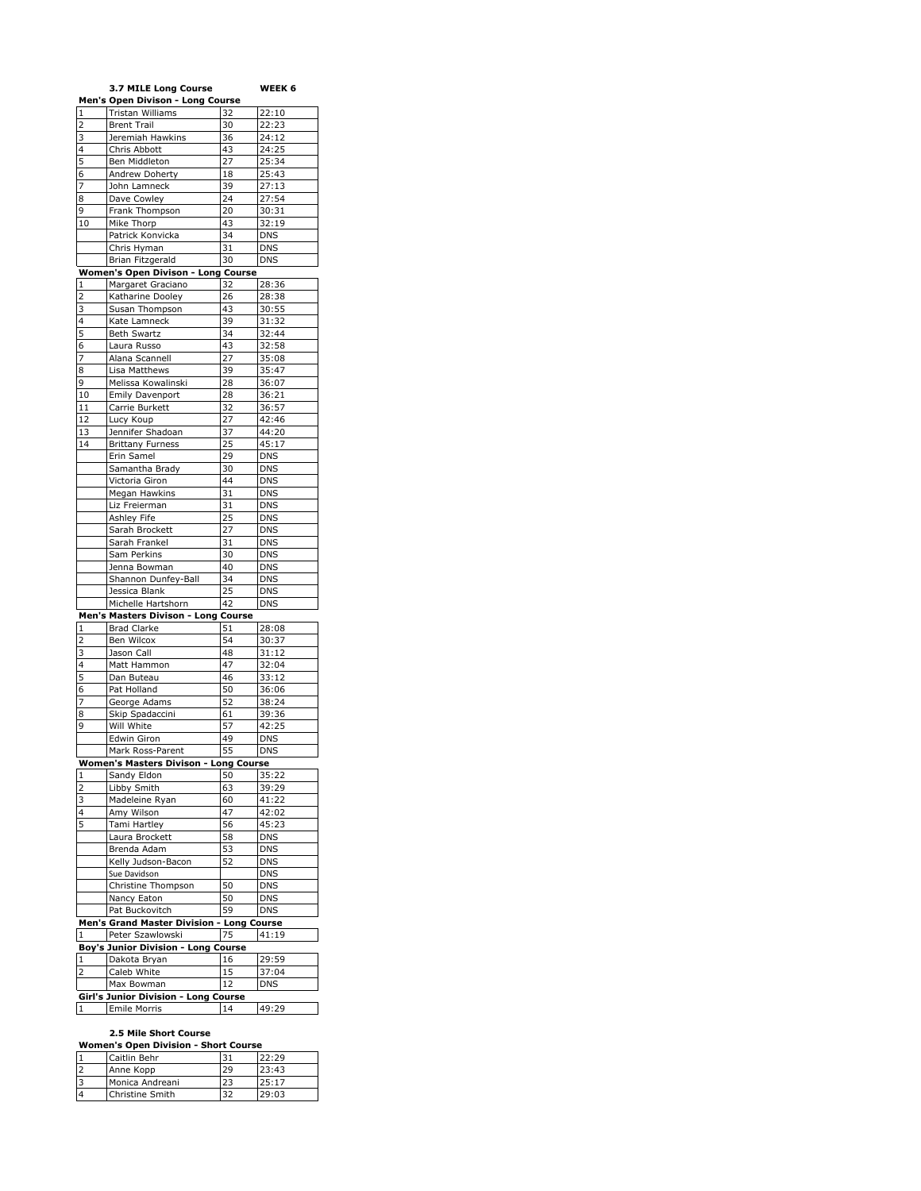**3.7 MILE Long Course** **WEEK 6**

**Men's Open Divison - Long Course**

| | | | |
|---|---|---|---|
| 1 | Tristan Williams | 32 | 22:10 |
| 2 | Brent Trail | 30 | 22:23 |
| 3 | Jeremiah Hawkins | 36 | 24:12 |
| 4 | Chris Abbott | 43 | 24:25 |
| 5 | Ben Middleton | 27 | 25:34 |
| 6 | Andrew Doherty | 18 | 25:43 |
| 7 | John Lamneck | 39 | 27:13 |
| 8 | Dave Cowley | 24 | 27:54 |
| 9 | Frank Thompson | 20 | 30:31 |
| 10 | Mike Thorp | 43 | 32:19 |
| | Patrick Konvicka | 34 | DNS |
| | Chris Hyman | 31 | DNS |
| | Brian Fitzgerald | 30 | DNS |

**Women's Open Divison - Long Course**

| | | | |
|---|---|---|---|
| 1 | Margaret Graciano | 32 | 28:36 |
| 2 | Katharine Dooley | 26 | 28:38 |
| 3 | Susan Thompson | 43 | 30:55 |
| 4 | Kate Lamneck | 39 | 31:32 |
| 5 | Beth Swartz | 34 | 32:44 |
| 6 | Laura Russo | 43 | 32:58 |
| 7 | Alana Scannell | 27 | 35:08 |
| 8 | Lisa Matthews | 39 | 35:47 |
| 9 | Melissa Kowalinski | 28 | 36:07 |
| 10 | Emily Davenport | 28 | 36:21 |
| 11 | Carrie Burkett | 32 | 36:57 |
| 12 | Lucy Koup | 27 | 42:46 |
| 13 | Jennifer Shadoan | 37 | 44:20 |
| 14 | Brittany Furness | 25 | 45:17 |
| | Erin Samel | 29 | DNS |
| | Samantha Brady | 30 | DNS |
| | Victoria Giron | 44 | DNS |
| | Megan Hawkins | 31 | DNS |
| | Liz Freierman | 31 | DNS |
| | Ashley Fife | 25 | DNS |
| | Sarah Brockett | 27 | DNS |
| | Sarah Frankel | 31 | DNS |
| | Sam Perkins | 30 | DNS |
| | Jenna Bowman | 40 | DNS |
| | Shannon Dunfey-Ball | 34 | DNS |
| | Jessica Blank | 25 | DNS |
| | Michelle Hartshorn | 42 | DNS |

**Men's Masters Divison - Long Course**

| | | | |
|---|---|---|---|
| 1 | Brad Clarke | 51 | 28:08 |
| 2 | Ben Wilcox | 54 | 30:37 |
| 3 | Jason Call | 48 | 31:12 |
| 4 | Matt Hammon | 47 | 32:04 |
| 5 | Dan Buteau | 46 | 33:12 |
| 6 | Pat Holland | 50 | 36:06 |
| 7 | George Adams | 52 | 38:24 |
| 8 | Skip Spadaccini | 61 | 39:36 |
| 9 | Will White | 57 | 42:25 |
| | Edwin Giron | 49 | DNS |
| | Mark Ross-Parent | 55 | DNS |

**Women's Masters Divison - Long Course**

| | | | |
|---|---|---|---|
| 1 | Sandy Eldon | 50 | 35:22 |
| 2 | Libby Smith | 63 | 39:29 |
| 3 | Madeleine Ryan | 60 | 41:22 |
| 4 | Amy Wilson | 47 | 42:02 |
| 5 | Tami Hartley | 56 | 45:23 |
| | Laura Brockett | 58 | DNS |
| | Brenda Adam | 53 | DNS |
| | Kelly Judson-Bacon | 52 | DNS |
| | Sue Davidson | | DNS |
| | Christine Thompson | 50 | DNS |
| | Nancy Eaton | 50 | DNS |
| | Pat Buckovitch | 59 | DNS |

**Men's Grand Master Division - Long Course**

| | | | |
|---|---|---|---|
| 1 | Peter Szawlowski | 75 | 41:19 |

**Boy's Junior Division - Long Course**

| | | | |
|---|---|---|---|
| 1 | Dakota Bryan | 16 | 29:59 |
| 2 | Caleb White | 15 | 37:04 |
| | Max Bowman | 12 | DNS |

**Girl's Junior Division - Long Course**

| | | | |
|---|---|---|---|
| 1 | Emile Morris | 14 | 49:29 |

**2.5 Mile Short Course**

**Women's Open Division - Short Course**

| | | | |
|---|---|---|---|
| 1 | Caitlin Behr | 31 | 22:29 |
| 2 | Anne Kopp | 29 | 23:43 |
| 3 | Monica Andreani | 23 | 25:17 |
| 4 | Christine Smith | 32 | 29:03 |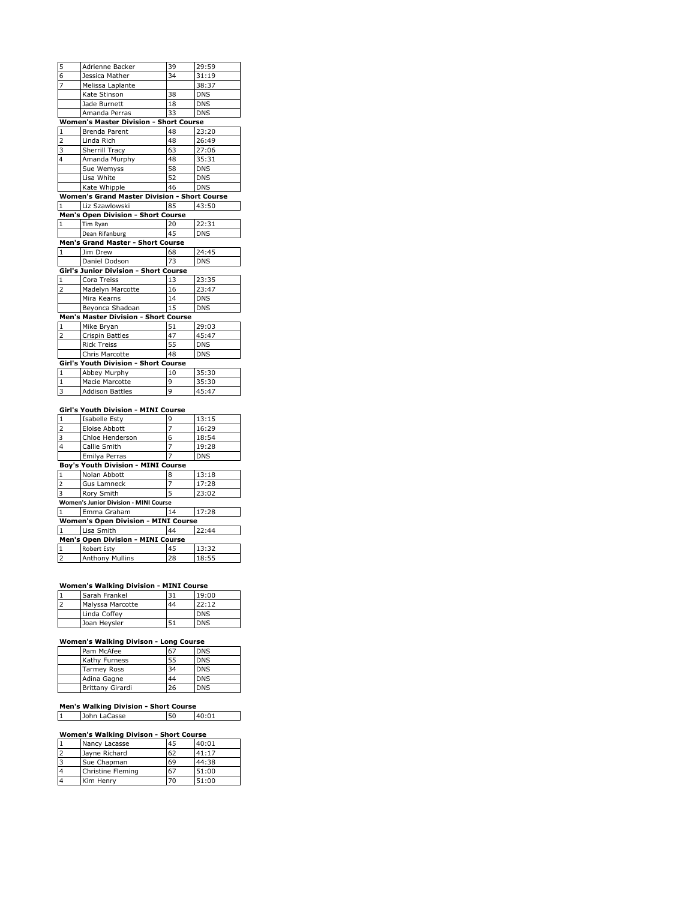| | | | |
|---|---|---|---|
| 5 | Adrienne Backer | 39 | 29:59 |
| 6 | Jessica Mather | 34 | 31:19 |
| 7 | Melissa Laplante | | 38:37 |
| | Kate Stinson | 38 | DNS |
| | Jade Burnett | 18 | DNS |
| | Amanda Perras | 33 | DNS |

**Women's Master Division - Short Course**

| | | | |
|---|---|---|---|
| 1 | Brenda Parent | 48 | 23:20 |
| 2 | Linda Rich | 48 | 26:49 |
| 3 | Sherrill Tracy | 63 | 27:06 |
| 4 | Amanda Murphy | 48 | 35:31 |
| | Sue Wemyss | 58 | DNS |
| | Lisa White | 52 | DNS |
| | Kate Whipple | 46 | DNS |

**Women's Grand Master Division - Short Course**

| | | | |
|---|---|---|---|
| 1 | Liz Szawlowski | 85 | 43:50 |

**Men's Open Division - Short Course**

| | | | |
|---|---|---|---|
| 1 | Tim Ryan | 20 | 22:31 |
| | Dean Rifanburg | 45 | DNS |

**Men's Grand Master - Short Course**

| | | | |
|---|---|---|---|
| 1 | Jim Drew | 68 | 24:45 |
| | Daniel Dodson | 73 | DNS |

**Girl's Junior Division - Short Course**

| | | | |
|---|---|---|---|
| 1 | Cora Treiss | 13 | 23:35 |
| 2 | Madelyn Marcotte | 16 | 23:47 |
| | Mira Kearns | 14 | DNS |
| | Beyonca Shadoan | 15 | DNS |

**Men's Master Division - Short Course**

| | | | |
|---|---|---|---|
| 1 | Mike Bryan | 51 | 29:03 |
| 2 | Crispin Battles | 47 | 45:47 |
| | Rick Treiss | 55 | DNS |
| | Chris Marcotte | 48 | DNS |

**Girl's Youth Division - Short Course**

| | | | |
|---|---|---|---|
| 1 | Abbey Murphy | 10 | 35:30 |
| 1 | Macie Marcotte | 9 | 35:30 |
| 3 | Addison Battles | 9 | 45:47 |

**Girl's Youth Division - MINI Course**

| | | | |
|---|---|---|---|
| 1 | Isabelle Esty | 9 | 13:15 |
| 2 | Eloise Abbott | 7 | 16:29 |
| 3 | Chloe Henderson | 6 | 18:54 |
| 4 | Callie Smith | 7 | 19:28 |
| | Emilya Perras | 7 | DNS |

**Boy's Youth Division - MINI Course**

| | | | |
|---|---|---|---|
| 1 | Nolan Abbott | 8 | 13:18 |
| 2 | Gus Lamneck | 7 | 17:28 |
| 3 | Rory Smith | 5 | 23:02 |

**Women's Junior Division - MINI Course**

| | | | |
|---|---|---|---|
| 1 | Emma Graham | 14 | 17:28 |

**Women's Open Division - MINI Course**

| | | | |
|---|---|---|---|
| 1 | Lisa Smith | 44 | 22:44 |

**Men's Open Division - MINI Course**

| | | | |
|---|---|---|---|
| 1 | Robert Esty | 45 | 13:32 |
| 2 | Anthony Mullins | 28 | 18:55 |

**Women's Walking Division - MINI Course**

| | | | |
|---|---|---|---|
| 1 | Sarah Frankel | 31 | 19:00 |
| 2 | Malyssa Marcotte | 44 | 22:12 |
| | Linda Coffey | | DNS |
| | Joan Heysler | 51 | DNS |

**Women's Walking Divison - Long Course**

| | | | |
|---|---|---|---|
| | Pam McAfee | 67 | DNS |
| | Kathy Furness | 55 | DNS |
| | Tarmey Ross | 34 | DNS |
| | Adina Gagne | 44 | DNS |
| | Brittany Girardi | 26 | DNS |

**Men's Walking Division - Short Course**

| | | | |
|---|---|---|---|
| 1 | John LaCasse | 50 | 40:01 |

**Women's Walking Divison - Short Course**

| | | | |
|---|---|---|---|
| 1 | Nancy Lacasse | 45 | 40:01 |
| 2 | Jayne Richard | 62 | 41:17 |
| 3 | Sue Chapman | 69 | 44:38 |
| 4 | Christine Fleming | 67 | 51:00 |
| 4 | Kim Henry | 70 | 51:00 |